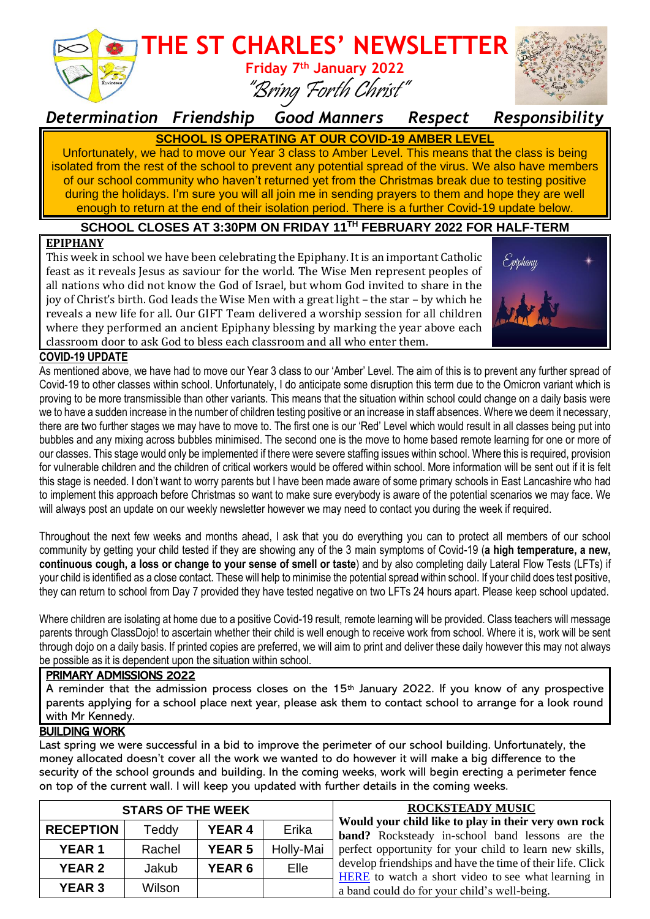# THE ST CHARLES' NEWSLETTER

**Friday 7th January 2022**

*"Bring Forth Christ"*

*Determination Friendship Good Manners Respect Responsibility*

**SCHOOL IS OPERATING AT OUR COVID-19 AMBER LEVEL**

Unfortunately, we had to move our Year 3 class to Amber Level. This means that the class is being isolated from the rest of the school to prevent any potential spread of the virus. We also have members of our school community who haven't returned yet from the Christmas break due to testing positive during the holidays. I'm sure you will all join me in sending prayers to them and hope they are well enough to return at the end of their isolation period. There is a further Covid-19 update below.

**SCHOOL CLOSES AT 3:30PM ON FRIDAY 11TH FEBRUARY 2022 FOR HALF-TERM**

## EPIPHANY

This week in school we have been celebrating the Epiphany. It is an important Catholic feast as it reveals Jesus as saviour for the world. The Wise Men represent peoples of all nations who did not know the God of Israel, but whom God invited to share in the joy of Christ's birth. God leads the Wise Men with a great light – the star – by which he reveals a new life for all. Our GIFT Team delivered a worship session for all children where they performed an ancient Epiphany blessing by marking the year above each classroom door to ask God to bless each classroom and all who enter them.

## COVID-19 UPDATE

As mentioned above, we have had to move our Year 3 class to our 'Amber' Level. The aim of this is to prevent any further spread of Covid-19 to other classes within school. Unfortunately, I do anticipate some disruption this term due to the Omicron variant which is proving to be more transmissible than other variants. This means that the situation within school could change on a daily basis were we to have a sudden increase in the number of children testing positive or an increase in staff absences. Where we deem it necessary, there are two further stages we may have to move to. The first one is our 'Red' Level which would result in all classes being put into bubbles and any mixing across bubbles minimised. The second one is the move to home based remote learning for one or more of our classes. This stage would only be implemented if there were severe staffing issues within school. Where this is required, provision for vulnerable children and the children of critical workers would be offered within school. More information will be sent out if it is felt this stage is needed. I don't want to worry parents but I have been made aware of some primary schools in East Lancashire who had to implement this approach before Christmas so want to make sure everybody is aware of the potential scenarios we may face. We will always post an update on our weekly newsletter however we may need to contact you during the week if required.

Throughout the next few weeks and months ahead, I ask that you do everything you can to protect all members of our school community by getting your child tested if they are showing any of the 3 main symptoms of Covid-19 (**a high temperature, a new, continuous cough, a loss or change to your sense of smell or taste**) and by also completing daily Lateral Flow Tests (LFTs) if your child is identified as a close contact. These will help to minimise the potential spread within school. If your child does test positive, they can return to school from Day 7 provided they have tested negative on two LFTs 24 hours apart. Please keep school updated.

Where children are isolating at home due to a positive Covid-19 result, remote learning will be provided. Class teachers will message parents through ClassDojo! to ascertain whether their child is well enough to receive work from school. Where it is, work will be sent through dojo on a daily basis. If printed copies are preferred, we will aim to print and deliver these daily however this may not always be possible as it is dependent upon the situation within school.

## PRIMARY ADMISSIONS 2022

A reminder that the admission process closes on the 15th January 2022. If you know of any prospective parents applying for a school place next year, please ask them to contact school to arrange for a look round with Mr Kennedy.

## BUILDING WORK

Last spring we were successful in a bid to improve the perimeter of our school building. Unfortunately, the money allocated doesn't cover all the work we wanted to do however it will make a big difference to the security of the school grounds and building. In the coming weeks, work will begin erecting a perimeter fence on top of the current wall. I will keep you updated with further details in the coming weeks.

| STARS OF THE WEEK | | | |
|---|---|---|---|
| RECEPTION | Teddy | YEAR 4 | Erika |
| YEAR 1 | Rachel | YEAR 5 | Holly-Mai |
| YEAR 2 | Jakub | YEAR 6 | Elle |
| YEAR 3 | Wilson | | |

## ROCKSTEADY MUSIC

**Would your child like to play in their very own rock band?** Rocksteady in-school band lessons are the perfect opportunity for your child to learn new skills, develop friendships and have the time of their life. Click HERE to watch a short video to see what learning in a band could do for your child's well-being.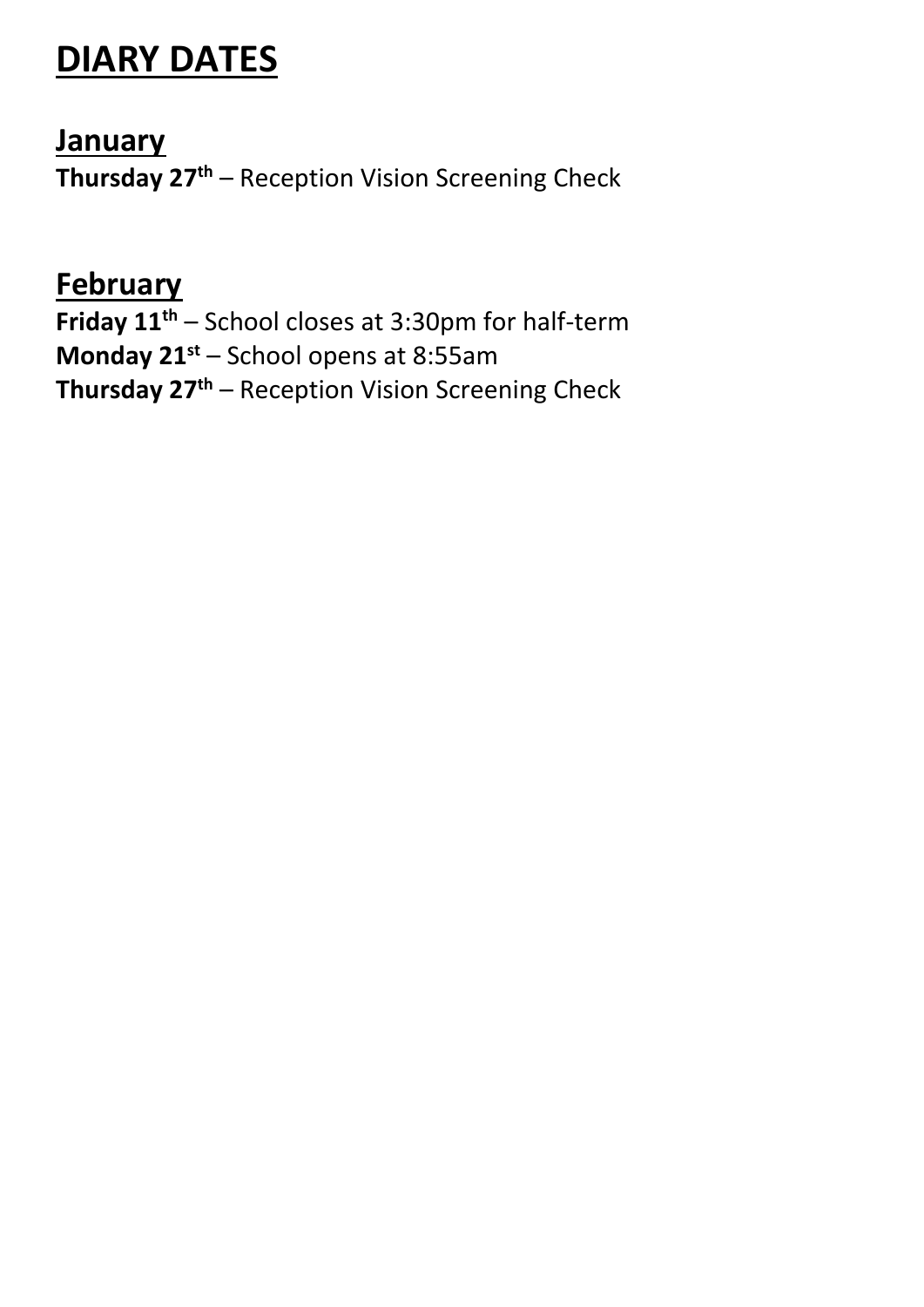# DIARY DATES

## January

**Thursday 27th** – Reception Vision Screening Check

## February

**Friday 11th** – School closes at 3:30pm for half-term
**Monday 21st** – School opens at 8:55am
**Thursday 27th** – Reception Vision Screening Check